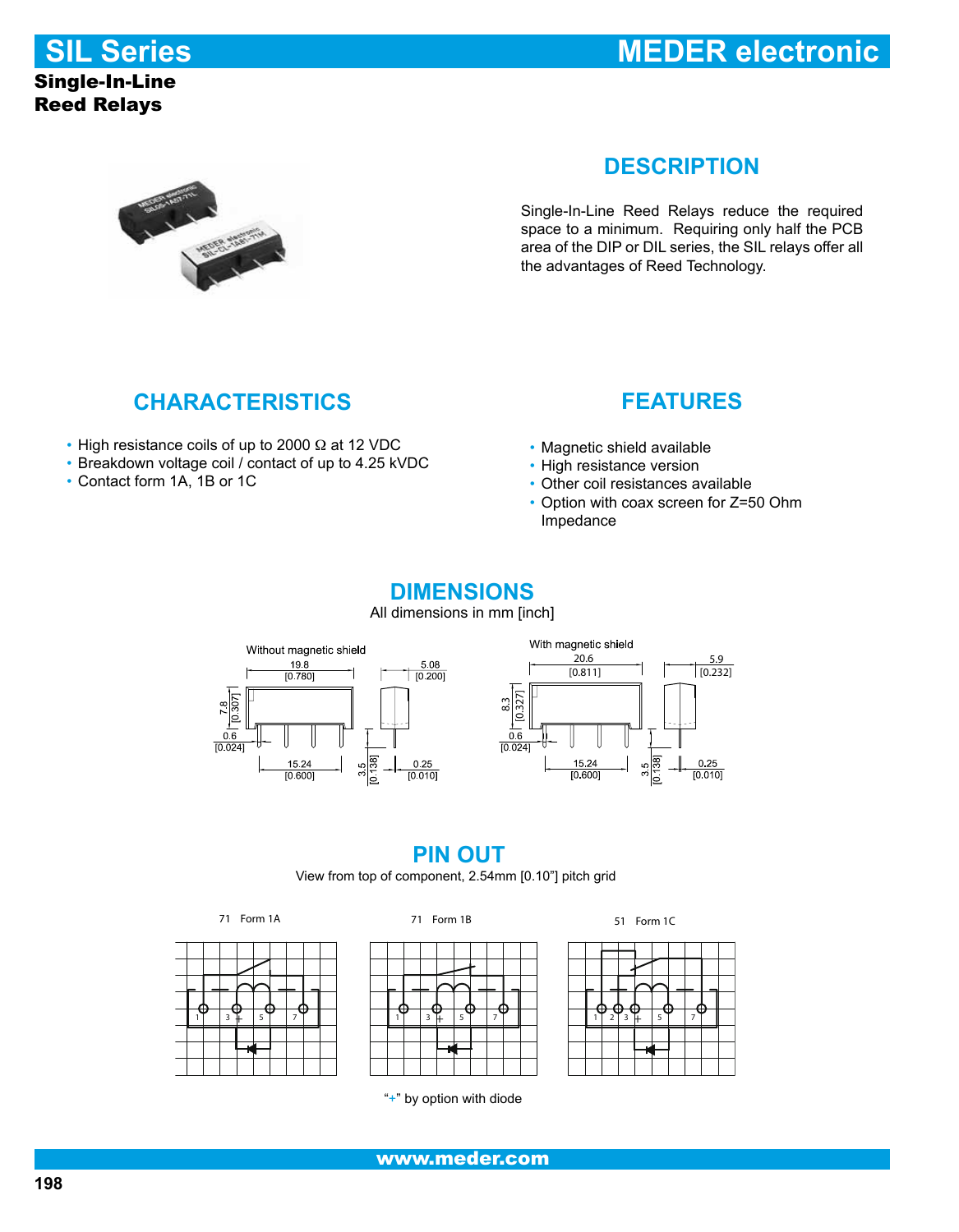# SIL Series

# MEDER electronic

**Single-In-Line Reed Relays**

## DESCRIPTION

Single-In-Line Reed Relays reduce the required space to a minimum. Requiring only half the PCB area of the DIP or DIL series, the SIL relays offer all the advantages of Reed Technology.

## CHARACTERISTICS

- High resistance coils of up to 2000 Ω at 12 VDC
- Breakdown voltage coil / contact of up to 4.25 kVDC
- Contact form 1A, 1B or 1C

## FEATURES

- Magnetic shield available
- High resistance version
- Other coil resistances available
- Option with coax screen for Z=50 Ohm Impedance

## DIMENSIONS

All dimensions in mm [inch]

Without magnetic shield

19.8 [0.780]; 5.08 [0.200]; 7.8 [0.307]; 0.6 [0.024]; 15.24 [0.600]; 3.5 [0.138]; 0.25 [0.010]

With magnetic shield

20.6 [0.811]; 5.9 [0.232]; 8.3 [0.327]; 0.6 [0.024]; 15.24 [0.600]; 3.5 [0.138]; 0.25 [0.010]

## PIN OUT

View from top of component, 2.54mm [0.10"] pitch grid

71 Form 1A

71 Form 1B

51 Form 1C

"+" by option with diode

www.meder.com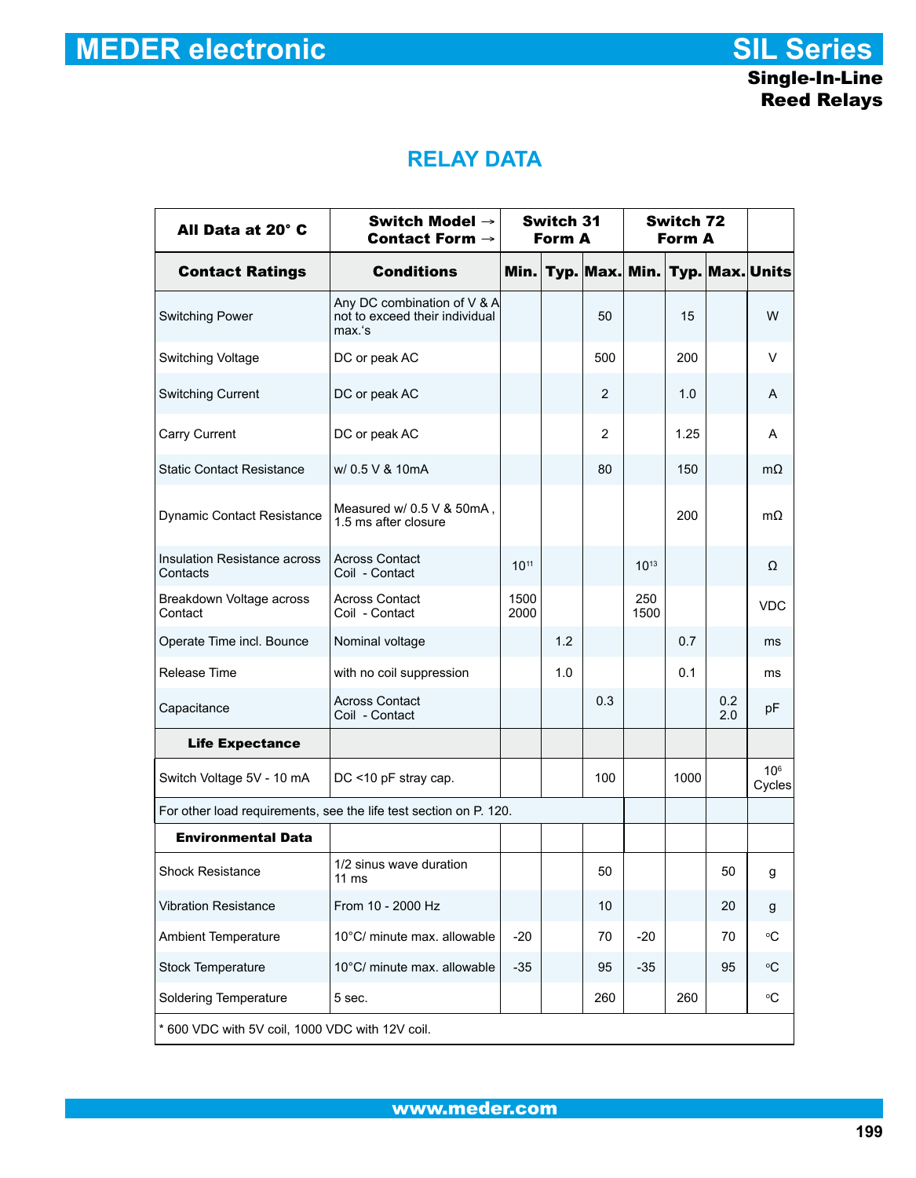# RELAY DATA

| All Data at 20° C | Switch Model → Contact Form → | Switch 31 Form A | | | Switch 72 Form A | | | |
|---|---|---|---|---|---|---|---|---|
| **Contact Ratings** | **Conditions** | **Min.** | **Typ.** | **Max.** | **Min.** | **Typ.** | **Max.** | **Units** |
| Switching Power | Any DC combination of V & A not to exceed their individual max.'s | | | 50 | | 15 | | W |
| Switching Voltage | DC or peak AC | | | 500 | | 200 | | V |
| Switching Current | DC or peak AC | | | 2 | | 1.0 | | A |
| Carry Current | DC or peak AC | | | 2 | | 1.25 | | A |
| Static Contact Resistance | w/ 0.5 V & 10mA | | | 80 | | 150 | | mΩ |
| Dynamic Contact Resistance | Measured w/ 0.5 V & 50mA , 1.5 ms after closure | | | | | 200 | | mΩ |
| Insulation Resistance across Contacts | Across Contact<br>Coil - Contact | $10^{11}$ | | | $10^{13}$ | | | Ω |
| Breakdown Voltage across Contact | Across Contact<br>Coil - Contact | 1500<br>2000 | | | 250<br>1500 | | | VDC |
| Operate Time incl. Bounce | Nominal voltage | | 1.2 | | | 0.7 | | ms |
| Release Time | with no coil suppression | | 1.0 | | | 0.1 | | ms |
| Capacitance | Across Contact<br>Coil - Contact | | | 0.3 | | | 0.2<br>2.0 | pF |
| **Life Expectance** | | | | | | | | |
| Switch Voltage 5V - 10 mA | DC <10 pF stray cap. | | | 100 | | 1000 | | $10^6$ Cycles |
| For other load requirements, see the life test section on P. 120. | | | | | | | | |
| **Environmental Data** | | | | | | | | |
| Shock Resistance | 1/2 sinus wave duration 11 ms | | | 50 | | | 50 | g |
| Vibration Resistance | From 10 - 2000 Hz | | | 10 | | | 20 | g |
| Ambient Temperature | 10°C/ minute max. allowable | -20 | | 70 | -20 | | 70 | °C |
| Stock Temperature | 10°C/ minute max. allowable | -35 | | 95 | -35 | | 95 | °C |
| Soldering Temperature | 5 sec. | | | 260 | | 260 | | °C |

* 600 VDC with 5V coil, 1000 VDC with 12V coil.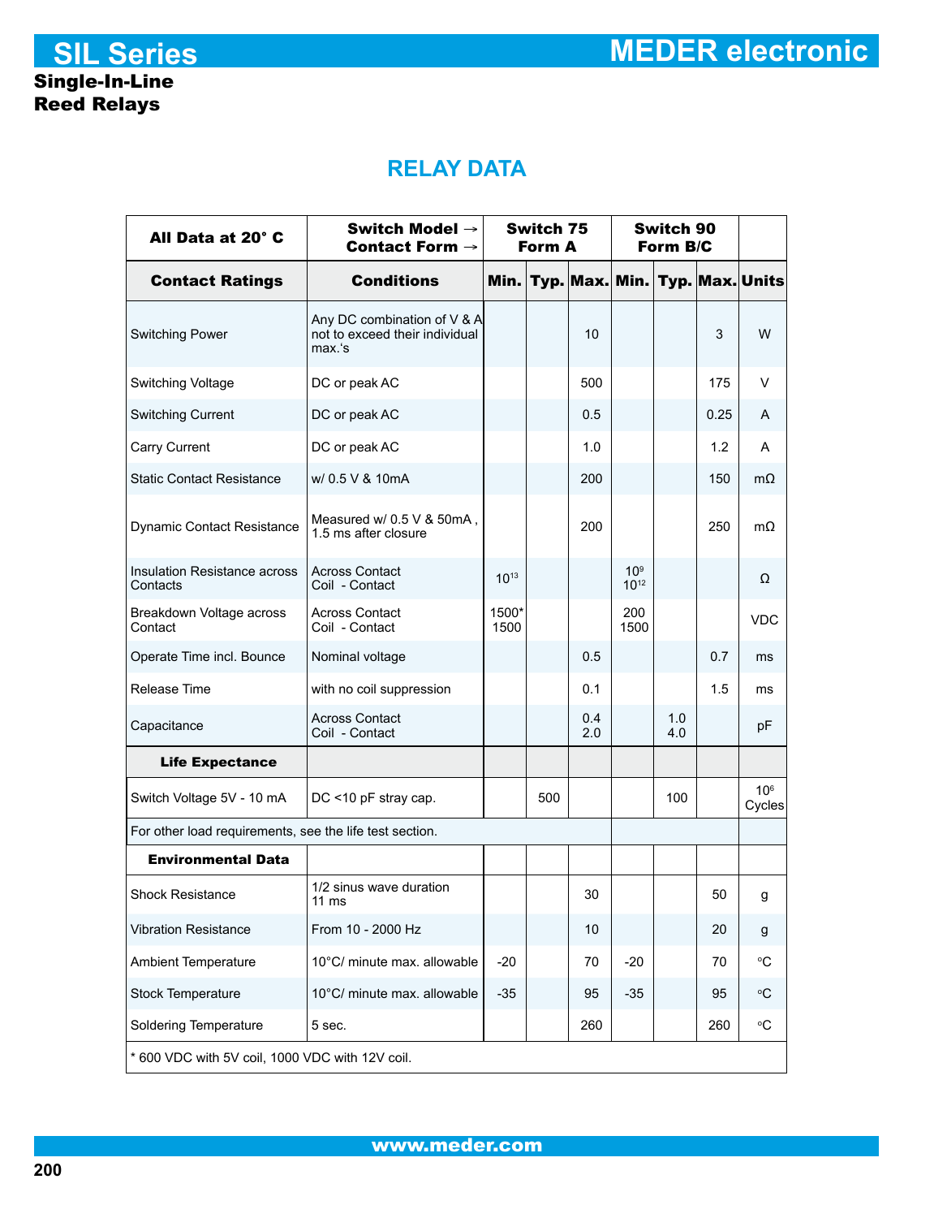# SIL Series

**Single-In-Line**
**Reed Relays**

# MEDER electronic

## RELAY DATA

| All Data at 20° C | Switch Model →<br>Contact Form → | Switch 75<br>Form A | | | Switch 90<br>Form B/C | | | |
|---|---|---|---|---|---|---|---|---|
| **Contact Ratings** | **Conditions** | **Min.** | **Typ.** | **Max.** | **Min.** | **Typ.** | **Max.** | **Units** |
| Switching Power | Any DC combination of V & A not to exceed their individual max.'s | | | 10 | | | 3 | W |
| Switching Voltage | DC or peak AC | | | 500 | | | 175 | V |
| Switching Current | DC or peak AC | | | 0.5 | | | 0.25 | A |
| Carry Current | DC or peak AC | | | 1.0 | | | 1.2 | A |
| Static Contact Resistance | w/ 0.5 V & 10mA | | | 200 | | | 150 | mΩ |
| Dynamic Contact Resistance | Measured w/ 0.5 V & 50mA , 1.5 ms after closure | | | 200 | | | 250 | mΩ |
| Insulation Resistance across Contacts | Across Contact<br>Coil - Contact | $10^{13}$ | | | $10^{9}$<br>$10^{12}$ | | | Ω |
| Breakdown Voltage across Contact | Across Contact<br>Coil - Contact | 1500*<br>1500 | | | 200<br>1500 | | | VDC |
| Operate Time incl. Bounce | Nominal voltage | | | 0.5 | | | 0.7 | ms |
| Release Time | with no coil suppression | | | 0.1 | | | 1.5 | ms |
| Capacitance | Across Contact<br>Coil - Contact | | | 0.4<br>2.0 | | 1.0<br>4.0 | | pF |
| **Life Expectance** | | | | | | | | |
| Switch Voltage 5V - 10 mA | DC <10 pF stray cap. | | 500 | | | 100 | | $10^{6}$ Cycles |
| For other load requirements, see the life test section. | | | | | | | | |
| **Environmental Data** | | | | | | | | |
| Shock Resistance | 1/2 sinus wave duration 11 ms | | | 30 | | | 50 | g |
| Vibration Resistance | From 10 - 2000 Hz | | | 10 | | | 20 | g |
| Ambient Temperature | 10°C/ minute max. allowable | -20 | | 70 | -20 | | 70 | °C |
| Stock Temperature | 10°C/ minute max. allowable | -35 | | 95 | -35 | | 95 | °C |
| Soldering Temperature | 5 sec. | | | 260 | | | 260 | °C |

* 600 VDC with 5V coil, 1000 VDC with 12V coil.

www.meder.com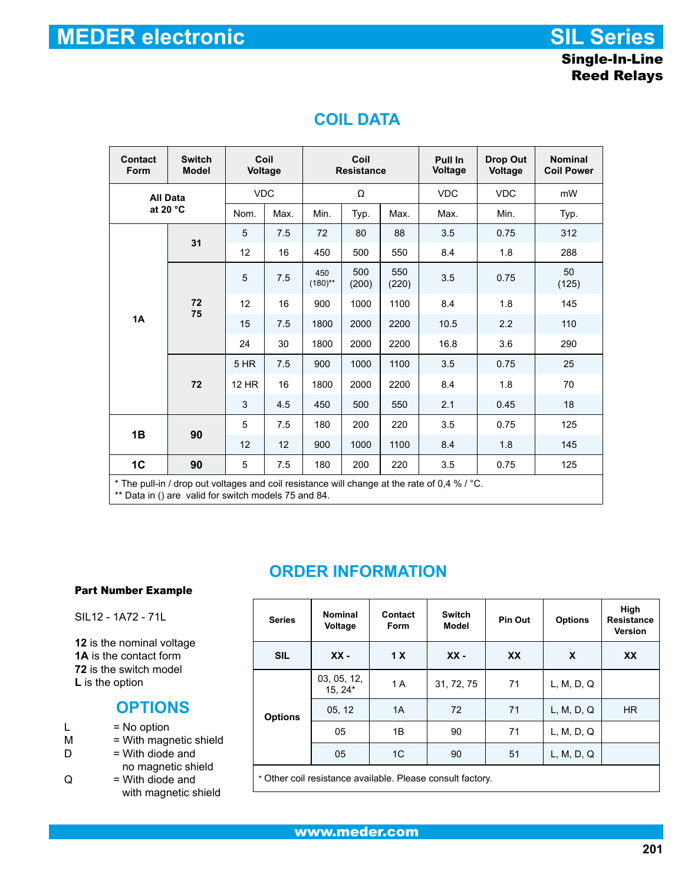# MEDER electronic — SIL Series

**Single-In-Line Reed Relays**

## COIL DATA

| Contact Form | Switch Model | Coil Voltage | | Coil Resistance | | | Pull In Voltage | Drop Out Voltage | Nominal Coil Power |
|---|---|---|---|---|---|---|---|---|---|
| All Data at 20 °C | | VDC | | Ω | | | VDC | VDC | mW |
| | | Nom. | Max. | Min. | Typ. | Max. | Max. | Min. | Typ. |
| 1A | 31 | 5 | 7.5 | 72 | 80 | 88 | 3.5 | 0.75 | 312 |
| | | 12 | 16 | 450 | 500 | 550 | 8.4 | 1.8 | 288 |
| | 72 75 | 5 | 7.5 | 450 (180)** | 500 (200) | 550 (220) | 3.5 | 0.75 | 50 (125) |
| | | 12 | 16 | 900 | 1000 | 1100 | 8.4 | 1.8 | 145 |
| | | 15 | 7.5 | 1800 | 2000 | 2200 | 10.5 | 2.2 | 110 |
| | | 24 | 30 | 1800 | 2000 | 2200 | 16.8 | 3.6 | 290 |
| | 72 | 5 HR | 7.5 | 900 | 1000 | 1100 | 3.5 | 0.75 | 25 |
| | | 12 HR | 16 | 1800 | 2000 | 2200 | 8.4 | 1.8 | 70 |
| | | 3 | 4.5 | 450 | 500 | 550 | 2.1 | 0.45 | 18 |
| 1B | 90 | 5 | 7.5 | 180 | 200 | 220 | 3.5 | 0.75 | 125 |
| | | 12 | 12 | 900 | 1000 | 1100 | 8.4 | 1.8 | 145 |
| 1C | 90 | 5 | 7.5 | 180 | 200 | 220 | 3.5 | 0.75 | 125 |

\* The pull-in / drop out voltages and coil resistance will change at the rate of 0,4 % / °C.
** Data in () are valid for switch models 75 and 84.

## ORDER INFORMATION

**Part Number Example**

SIL12 - 1A72 - 71L

**12** is the nominal voltage
**1A** is the contact form
**72** is the switch model
**L** is the option

| Series | Nominal Voltage | Contact Form | Switch Model | Pin Out | Options | High Resistance Version |
|---|---|---|---|---|---|---|
| SIL | XX - | 1 X | XX - | XX | X | XX |
| Options | 03, 05, 12, 15, 24* | 1 A | 31, 72, 75 | 71 | L, M, D, Q | |
| | 05, 12 | 1A | 72 | 71 | L, M, D, Q | HR |
| | 05 | 1B | 90 | 71 | L, M, D, Q | |
| | 05 | 1C | 90 | 51 | L, M, D, Q | |

\* Other coil resistance available. Please consult factory.

## OPTIONS

- L = No option
- M = With magnetic shield
- D = With diode and no magnetic shield
- Q = With diode and with magnetic shield

www.meder.com